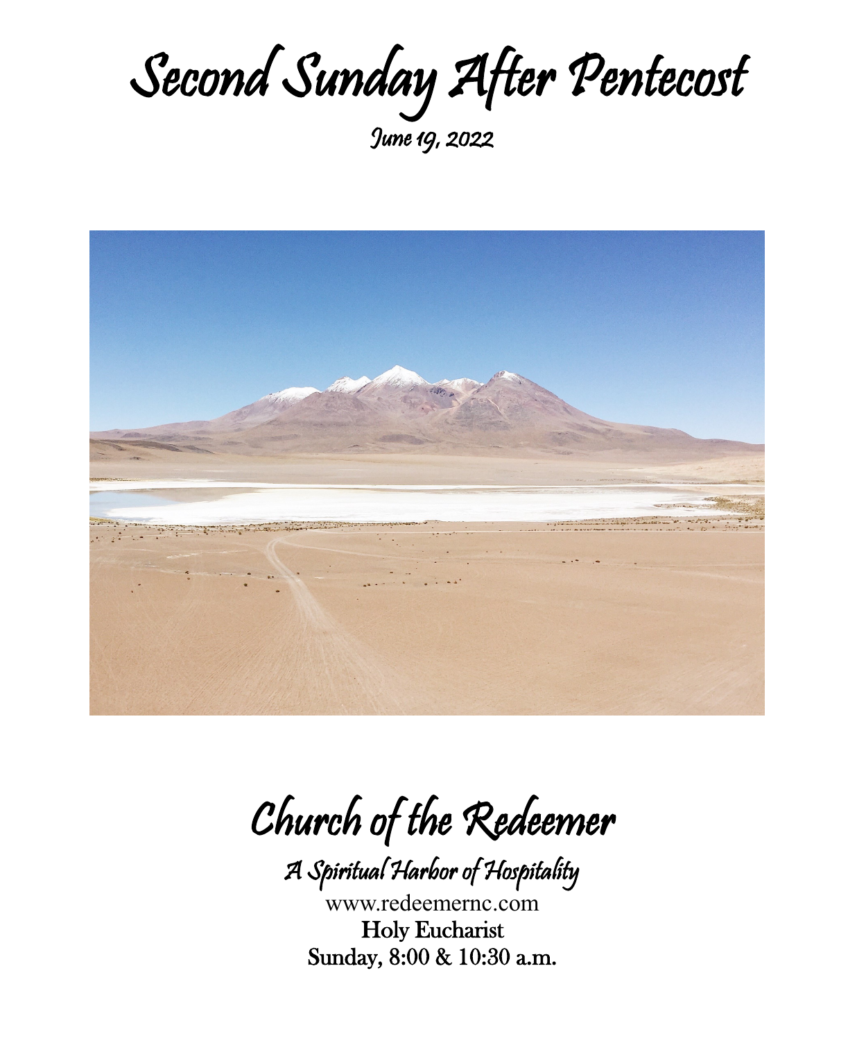# Second Sunday After Pentecost

June 19, 2022

# Church of the Redeemer

*A Spiritual Harbor of Hospitality*

www.redeemernc.com

Holy Eucharist

Sunday, 8:00 & 10:30 a.m.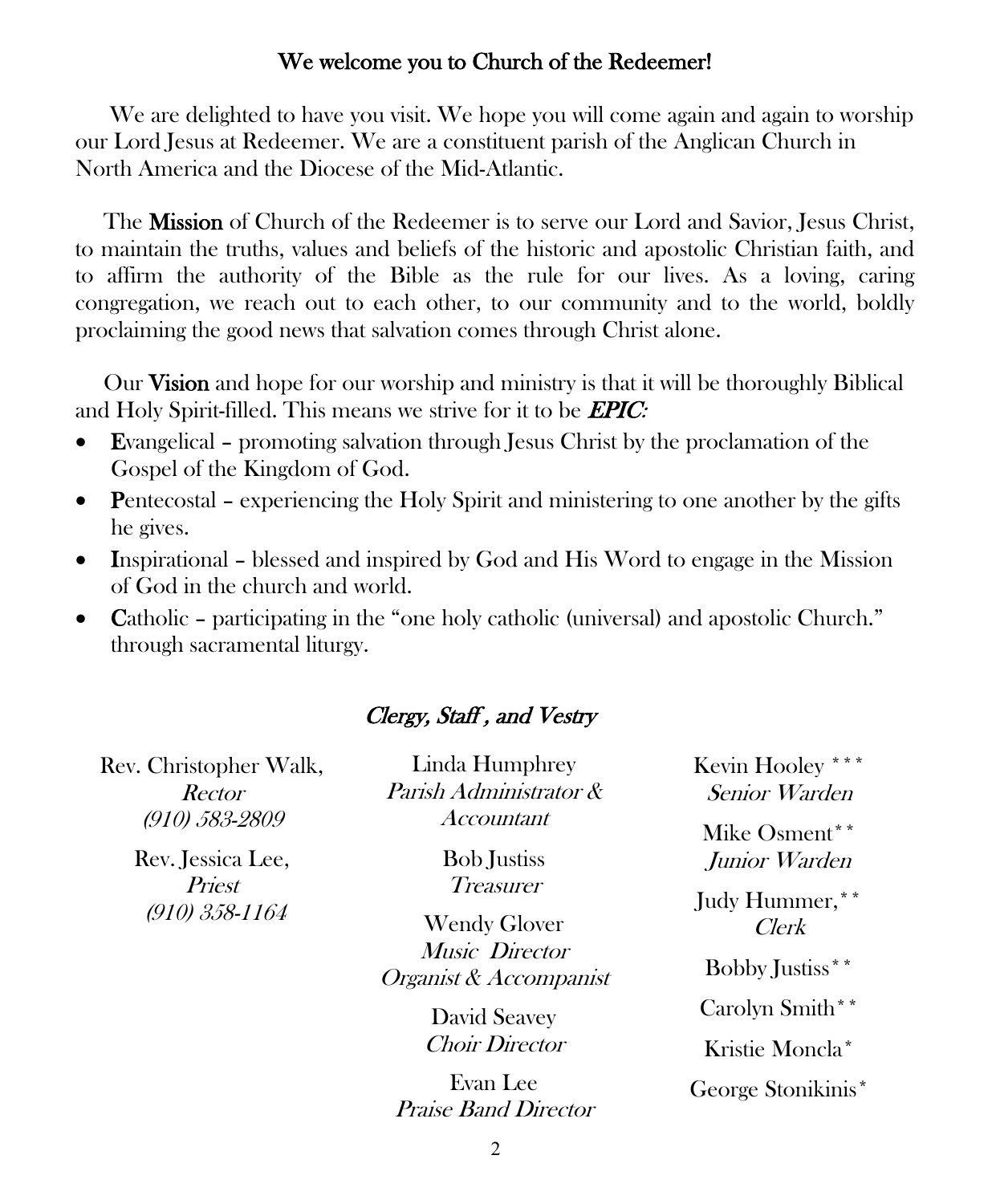## We welcome you to Church of the Redeemer!

We are delighted to have you visit. We hope you will come again and again to worship our Lord Jesus at Redeemer. We are a constituent parish of the Anglican Church in North America and the Diocese of the Mid-Atlantic.

The **Mission** of Church of the Redeemer is to serve our Lord and Savior, Jesus Christ, to maintain the truths, values and beliefs of the historic and apostolic Christian faith, and to affirm the authority of the Bible as the rule for our lives. As a loving, caring congregation, we reach out to each other, to our community and to the world, boldly proclaiming the good news that salvation comes through Christ alone.

Our **Vision** and hope for our worship and ministry is that it will be thoroughly Biblical and Holy Spirit-filled. This means we strive for it to be ***EPIC:***

- **E**vangelical – promoting salvation through Jesus Christ by the proclamation of the Gospel of the Kingdom of God.
- **P**entecostal – experiencing the Holy Spirit and ministering to one another by the gifts he gives.
- **I**nspirational – blessed and inspired by God and His Word to engage in the Mission of God in the church and world.
- **C**atholic – participating in the "one holy catholic (universal) and apostolic Church." through sacramental liturgy.

### *Clergy, Staff , and Vestry*

Rev. Christopher Walk, *Rector* *(910) 583-2809*

Rev. Jessica Lee, *Priest* *(910) 358-1164*

Linda Humphrey *Parish Administrator & Accountant*

Bob Justiss *Treasurer*

Wendy Glover *Music Director Organist & Accompanist*

David Seavey *Choir Director*

Evan Lee *Praise Band Director*

Kevin Hooley *** *Senior Warden*

Mike Osment** *Junior Warden*

Judy Hummer,** *Clerk*

Bobby Justiss**

Carolyn Smith**

Kristie Moncla*

George Stonikinis*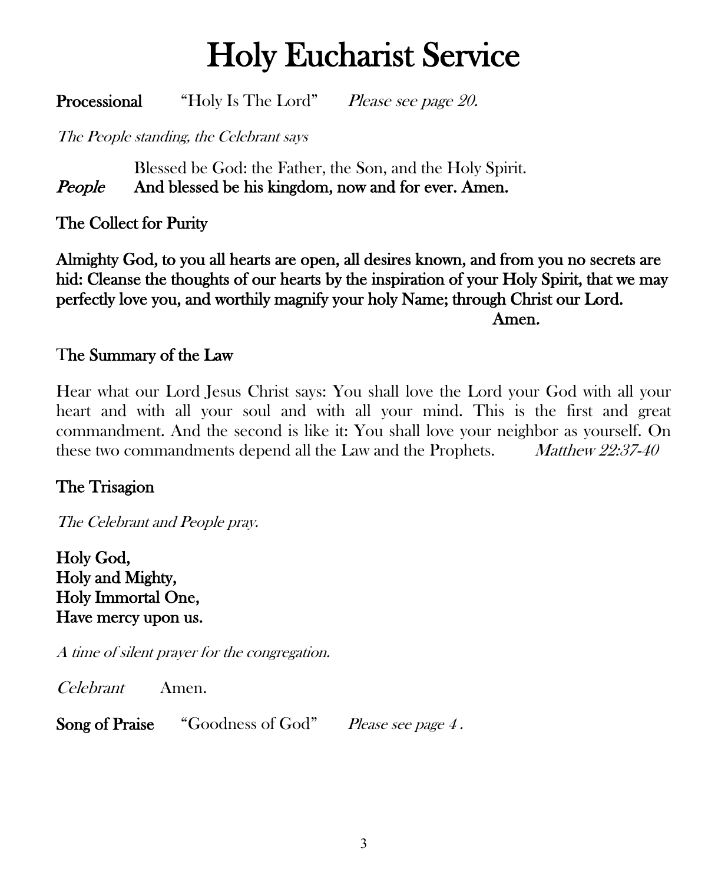# Holy Eucharist Service

**Processional** "Holy Is The Lord" *Please see page 20.*

*The People standing, the Celebrant says*

Blessed be God: the Father, the Son, and the Holy Spirit.

***People*** **And blessed be his kingdom, now and for ever. Amen.**

## The Collect for Purity

**Almighty God, to you all hearts are open, all desires known, and from you no secrets are hid: Cleanse the thoughts of our hearts by the inspiration of your Holy Spirit, that we may perfectly love you, and worthily magnify your holy Name; through Christ our Lord. Amen.**

## The Summary of the Law

Hear what our Lord Jesus Christ says: You shall love the Lord your God with all your heart and with all your soul and with all your mind. This is the first and great commandment. And the second is like it: You shall love your neighbor as yourself. On these two commandments depend all the Law and the Prophets. *Matthew 22:37-40*

## The Trisagion

*The Celebrant and People pray.*

**Holy God,**
**Holy and Mighty,**
**Holy Immortal One,**
**Have mercy upon us.**

*A time of silent prayer for the congregation.*

*Celebrant* Amen.

**Song of Praise** "Goodness of God" *Please see page 4 .*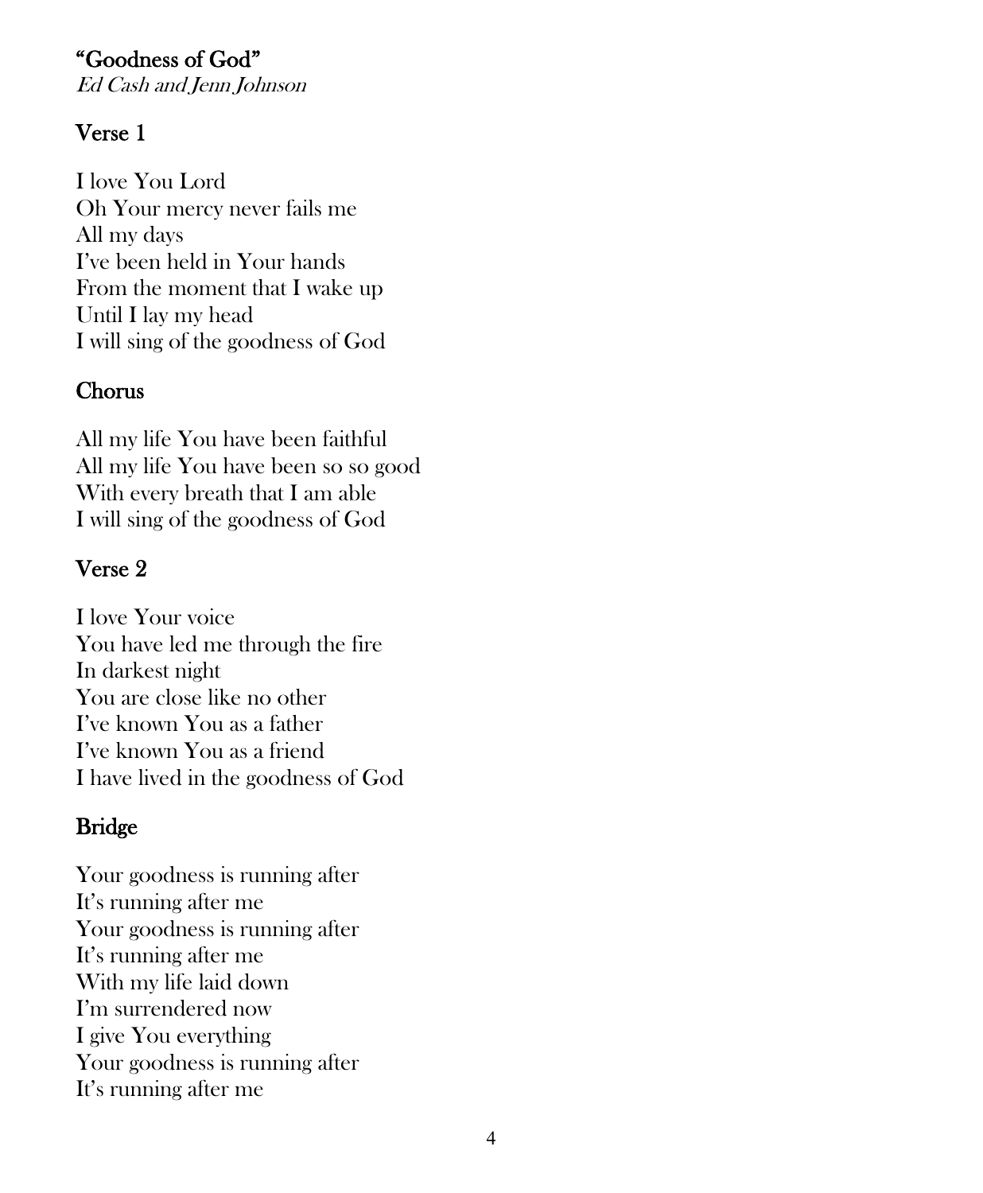**"Goodness of God"**
*Ed Cash and Jenn Johnson*

**Verse 1**

I love You Lord
Oh Your mercy never fails me
All my days
I've been held in Your hands
From the moment that I wake up
Until I lay my head
I will sing of the goodness of God

**Chorus**

All my life You have been faithful
All my life You have been so so good
With every breath that I am able
I will sing of the goodness of God

**Verse 2**

I love Your voice
You have led me through the fire
In darkest night
You are close like no other
I've known You as a father
I've known You as a friend
I have lived in the goodness of God

**Bridge**

Your goodness is running after
It's running after me
Your goodness is running after
It's running after me
With my life laid down
I'm surrendered now
I give You everything
Your goodness is running after
It's running after me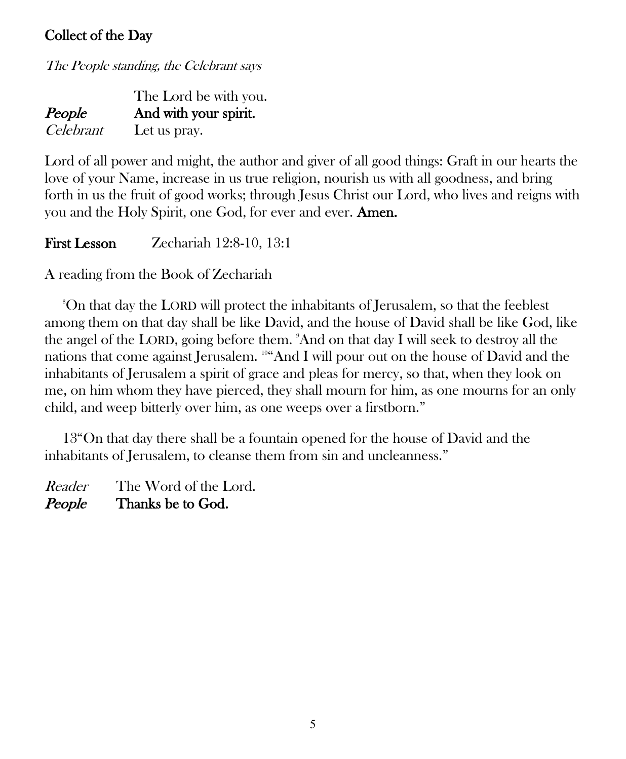## Collect of the Day

*The People standing, the Celebrant says*

| | |
|---|---|
| | The Lord be with you. |
| ***People*** | **And with your spirit.** |
| *Celebrant* | Let us pray. |

Lord of all power and might, the author and giver of all good things: Graft in our hearts the love of your Name, increase in us true religion, nourish us with all goodness, and bring forth in us the fruit of good works; through Jesus Christ our Lord, who lives and reigns with you and the Holy Spirit, one God, for ever and ever. **Amen.**

**First Lesson** Zechariah 12:8-10, 13:1

A reading from the Book of Zechariah

[8]On that day the LORD will protect the inhabitants of Jerusalem, so that the feeblest among them on that day shall be like David, and the house of David shall be like God, like the angel of the LORD, going before them. [9]And on that day I will seek to destroy all the nations that come against Jerusalem. [10]"And I will pour out on the house of David and the inhabitants of Jerusalem a spirit of grace and pleas for mercy, so that, when they look on me, on him whom they have pierced, they shall mourn for him, as one mourns for an only child, and weep bitterly over him, as one weeps over a firstborn."

13"On that day there shall be a fountain opened for the house of David and the inhabitants of Jerusalem, to cleanse them from sin and uncleanness."

| | |
|---|---|
| *Reader* | The Word of the Lord. |
| ***People*** | **Thanks be to God.** |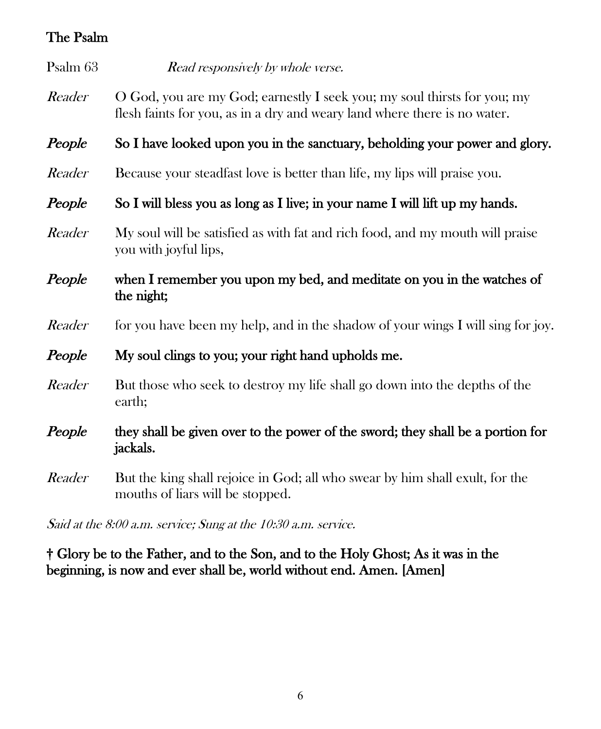## The Psalm

Psalm 63 *Read responsively by whole verse.*

*Reader* O God, you are my God; earnestly I seek you; my soul thirsts for you; my flesh faints for you, as in a dry and weary land where there is no water.

***People*** **So I have looked upon you in the sanctuary, beholding your power and glory.**

*Reader* Because your steadfast love is better than life, my lips will praise you.

***People*** **So I will bless you as long as I live; in your name I will lift up my hands.**

*Reader* My soul will be satisfied as with fat and rich food, and my mouth will praise you with joyful lips,

***People*** **when I remember you upon my bed, and meditate on you in the watches of the night;**

*Reader* for you have been my help, and in the shadow of your wings I will sing for joy.

***People*** **My soul clings to you; your right hand upholds me.**

*Reader* But those who seek to destroy my life shall go down into the depths of the earth;

***People*** **they shall be given over to the power of the sword; they shall be a portion for jackals.**

*Reader* But the king shall rejoice in God; all who swear by him shall exult, for the mouths of liars will be stopped.

*Said at the 8:00 a.m. service; Sung at the 10:30 a.m. service.*

**† Glory be to the Father, and to the Son, and to the Holy Ghost; As it was in the beginning, is now and ever shall be, world without end. Amen. [Amen]**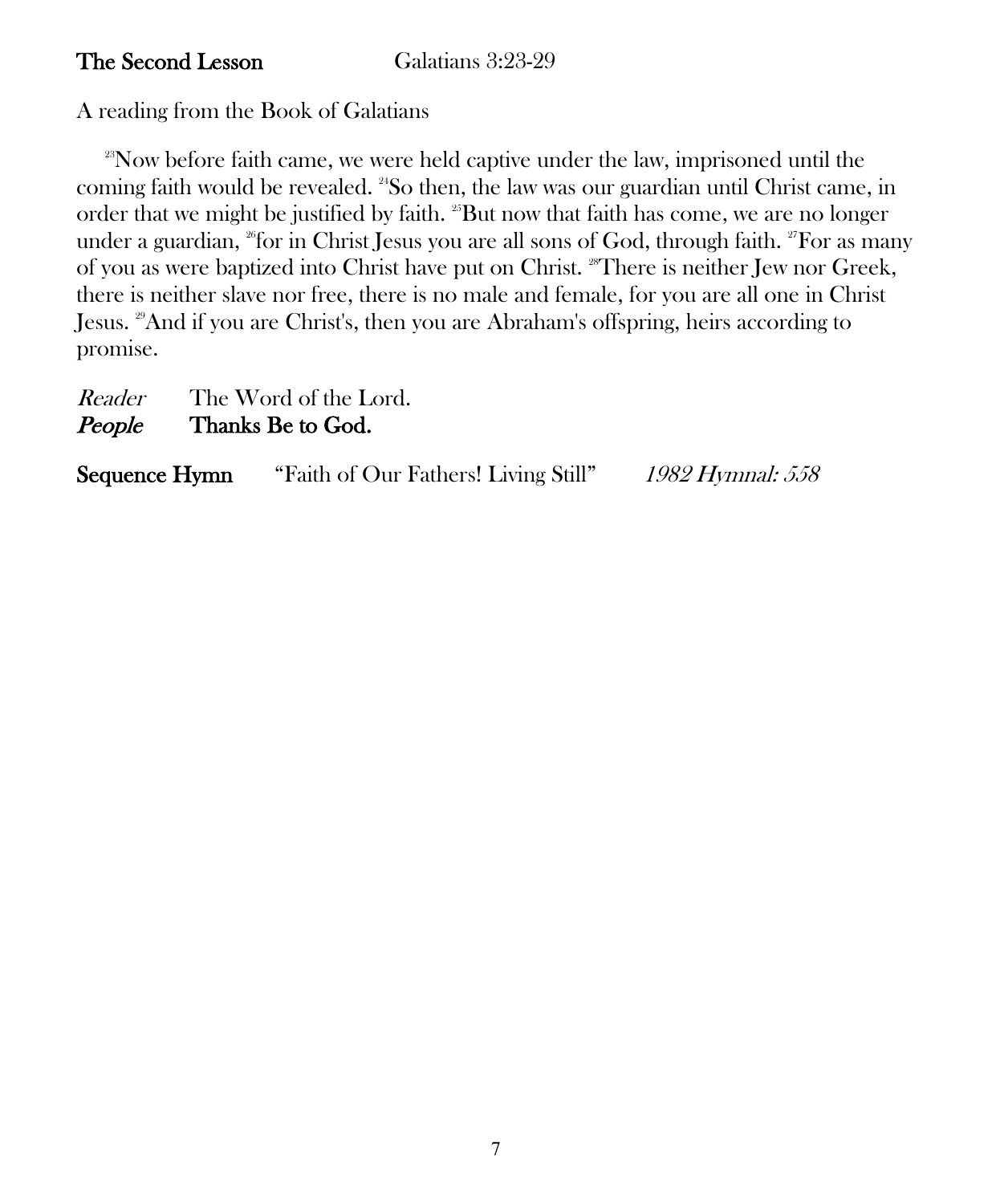**The Second Lesson** Galatians 3:23-29

A reading from the Book of Galatians

[23]Now before faith came, we were held captive under the law, imprisoned until the coming faith would be revealed. [24]So then, the law was our guardian until Christ came, in order that we might be justified by faith. [25]But now that faith has come, we are no longer under a guardian, [26]for in Christ Jesus you are all sons of God, through faith. [27]For as many of you as were baptized into Christ have put on Christ. [28]There is neither Jew nor Greek, there is neither slave nor free, there is no male and female, for you are all one in Christ Jesus. [29]And if you are Christ's, then you are Abraham's offspring, heirs according to promise.

*Reader* The Word of the Lord.
***People*** **Thanks Be to God.**

**Sequence Hymn** "Faith of Our Fathers! Living Still" *1982 Hymnal: 558*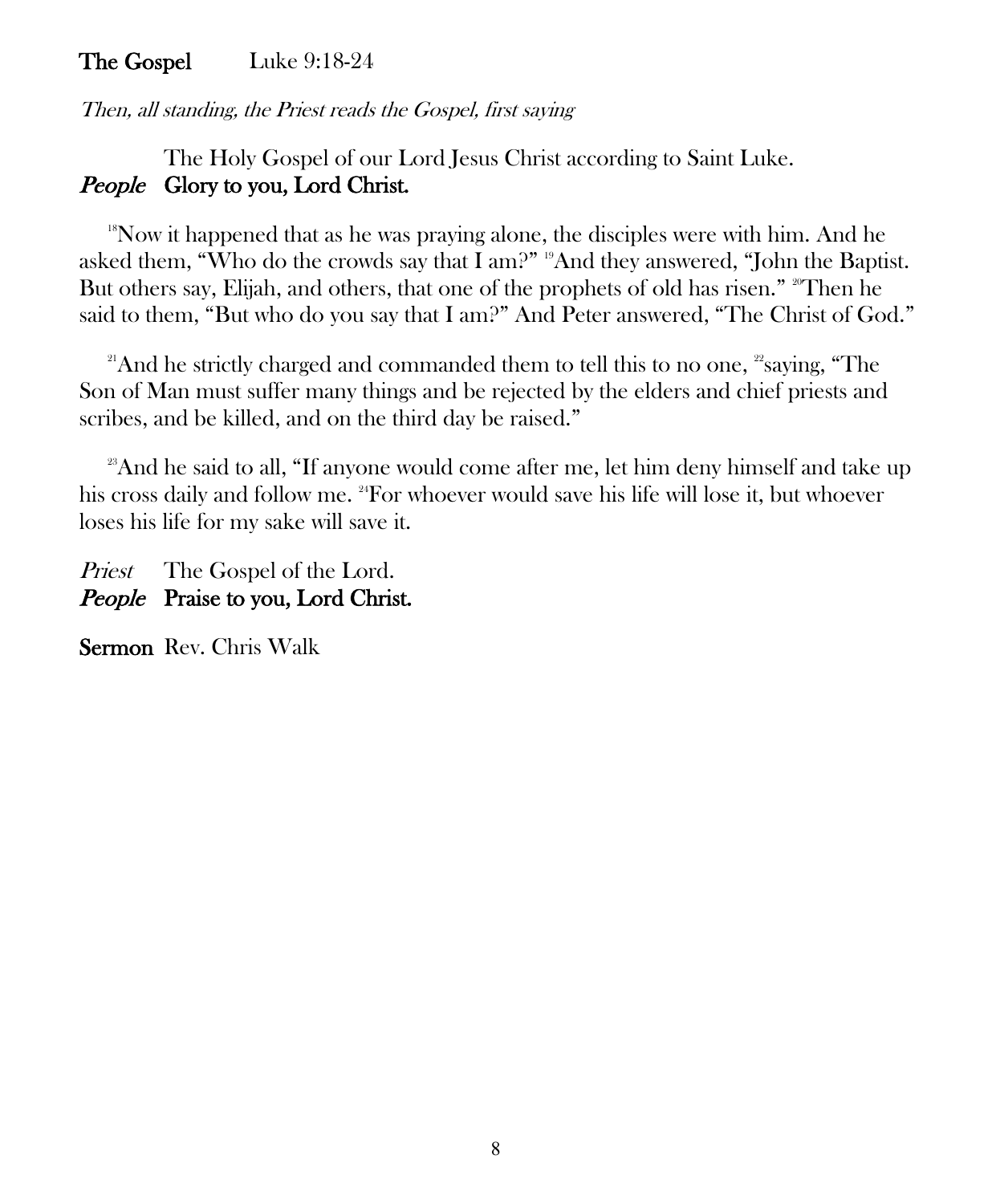**The Gospel** Luke 9:18-24

*Then, all standing, the Priest reads the Gospel, first saying*

The Holy Gospel of our Lord Jesus Christ according to Saint Luke.
***People*** **Glory to you, Lord Christ.**

[18]Now it happened that as he was praying alone, the disciples were with him. And he asked them, "Who do the crowds say that I am?" [19]And they answered, "John the Baptist. But others say, Elijah, and others, that one of the prophets of old has risen." [20]Then he said to them, "But who do you say that I am?" And Peter answered, "The Christ of God."

[21]And he strictly charged and commanded them to tell this to no one, [22]saying, "The Son of Man must suffer many things and be rejected by the elders and chief priests and scribes, and be killed, and on the third day be raised."

[23]And he said to all, "If anyone would come after me, let him deny himself and take up his cross daily and follow me. [24]For whoever would save his life will lose it, but whoever loses his life for my sake will save it.

*Priest* The Gospel of the Lord.
***People*** **Praise to you, Lord Christ.**

**Sermon** Rev. Chris Walk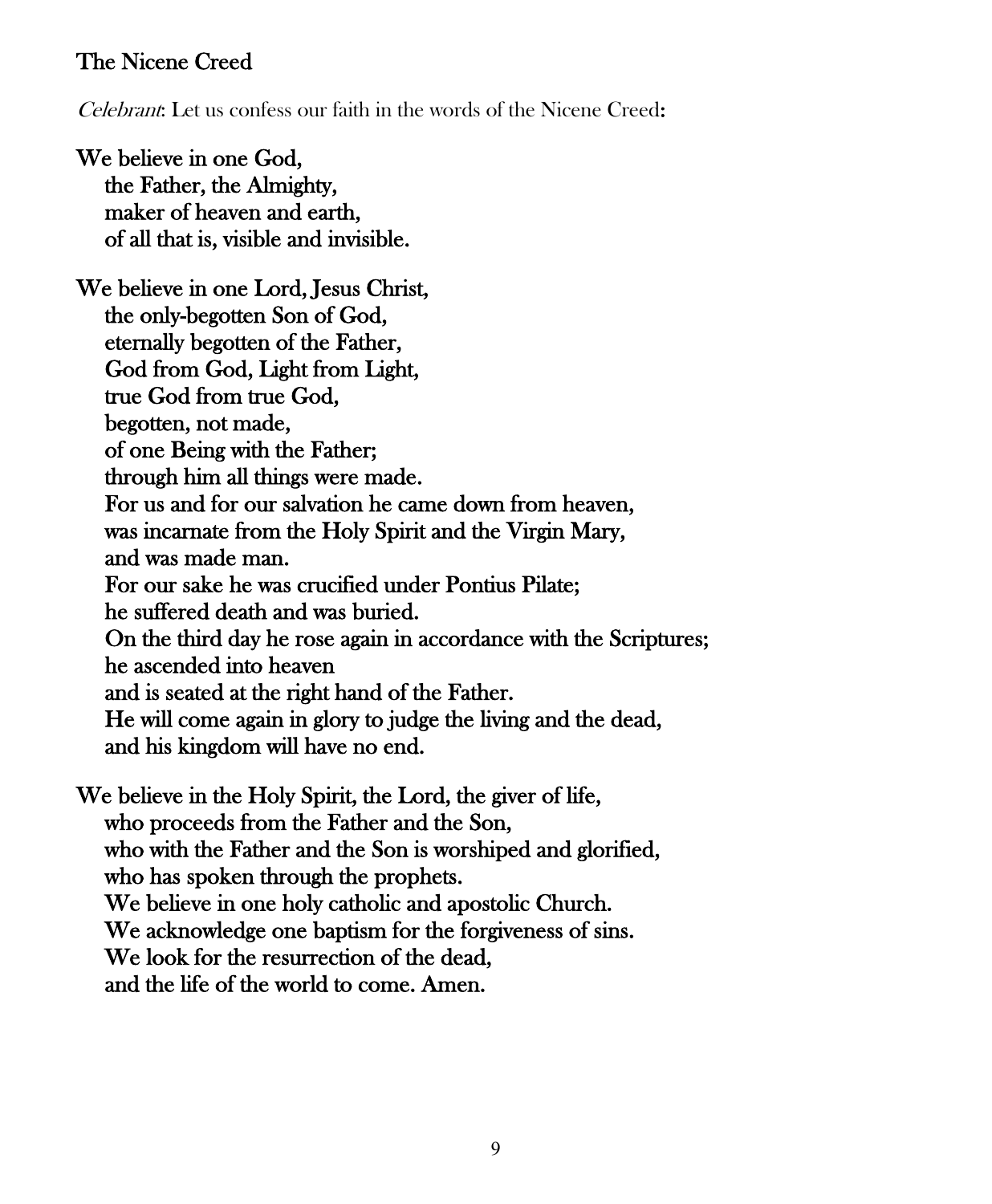## The Nicene Creed

*Celebrant*: Let us confess our faith in the words of the Nicene Creed:

**We believe in one God,**
**the Father, the Almighty,**
**maker of heaven and earth,**
**of all that is, visible and invisible.**

**We believe in one Lord, Jesus Christ,**
**the only-begotten Son of God,**
**eternally begotten of the Father,**
**God from God, Light from Light,**
**true God from true God,**
**begotten, not made,**
**of one Being with the Father;**
**through him all things were made.**
**For us and for our salvation he came down from heaven,**
**was incarnate from the Holy Spirit and the Virgin Mary,**
**and was made man.**
**For our sake he was crucified under Pontius Pilate;**
**he suffered death and was buried.**
**On the third day he rose again in accordance with the Scriptures;**
**he ascended into heaven**
**and is seated at the right hand of the Father.**
**He will come again in glory to judge the living and the dead,**
**and his kingdom will have no end.**

**We believe in the Holy Spirit, the Lord, the giver of life,**
**who proceeds from the Father and the Son,**
**who with the Father and the Son is worshiped and glorified,**
**who has spoken through the prophets.**
**We believe in one holy catholic and apostolic Church.**
**We acknowledge one baptism for the forgiveness of sins.**
**We look for the resurrection of the dead,**
**and the life of the world to come. Amen.**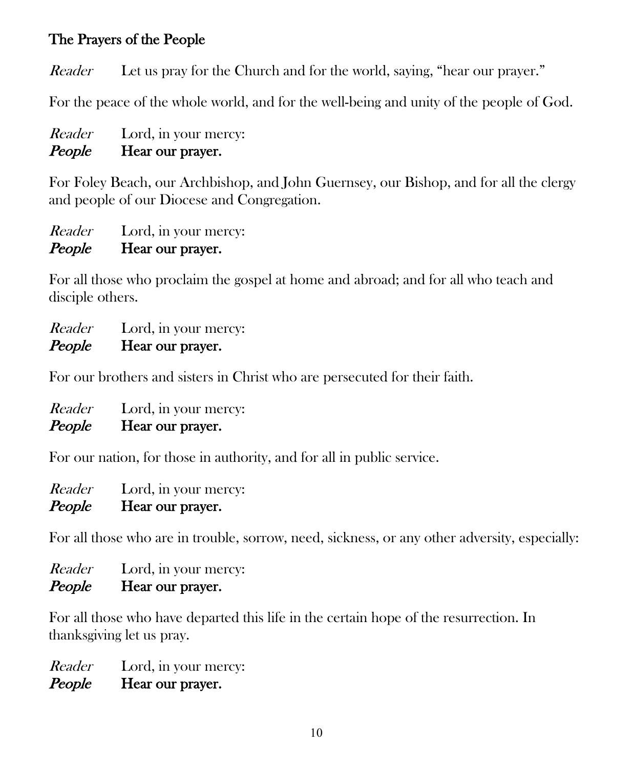## The Prayers of the People

*Reader* Let us pray for the Church and for the world, saying, "hear our prayer."

For the peace of the whole world, and for the well-being and unity of the people of God.

*Reader* Lord, in your mercy:
***People*** **Hear our prayer.**

For Foley Beach, our Archbishop, and John Guernsey, our Bishop, and for all the clergy and people of our Diocese and Congregation.

*Reader* Lord, in your mercy:
***People*** **Hear our prayer.**

For all those who proclaim the gospel at home and abroad; and for all who teach and disciple others.

*Reader* Lord, in your mercy:
***People*** **Hear our prayer.**

For our brothers and sisters in Christ who are persecuted for their faith.

*Reader* Lord, in your mercy:
***People*** **Hear our prayer.**

For our nation, for those in authority, and for all in public service.

*Reader* Lord, in your mercy:
***People*** **Hear our prayer.**

For all those who are in trouble, sorrow, need, sickness, or any other adversity, especially:

*Reader* Lord, in your mercy:
***People*** **Hear our prayer.**

For all those who have departed this life in the certain hope of the resurrection. In thanksgiving let us pray.

*Reader* Lord, in your mercy:
***People*** **Hear our prayer.**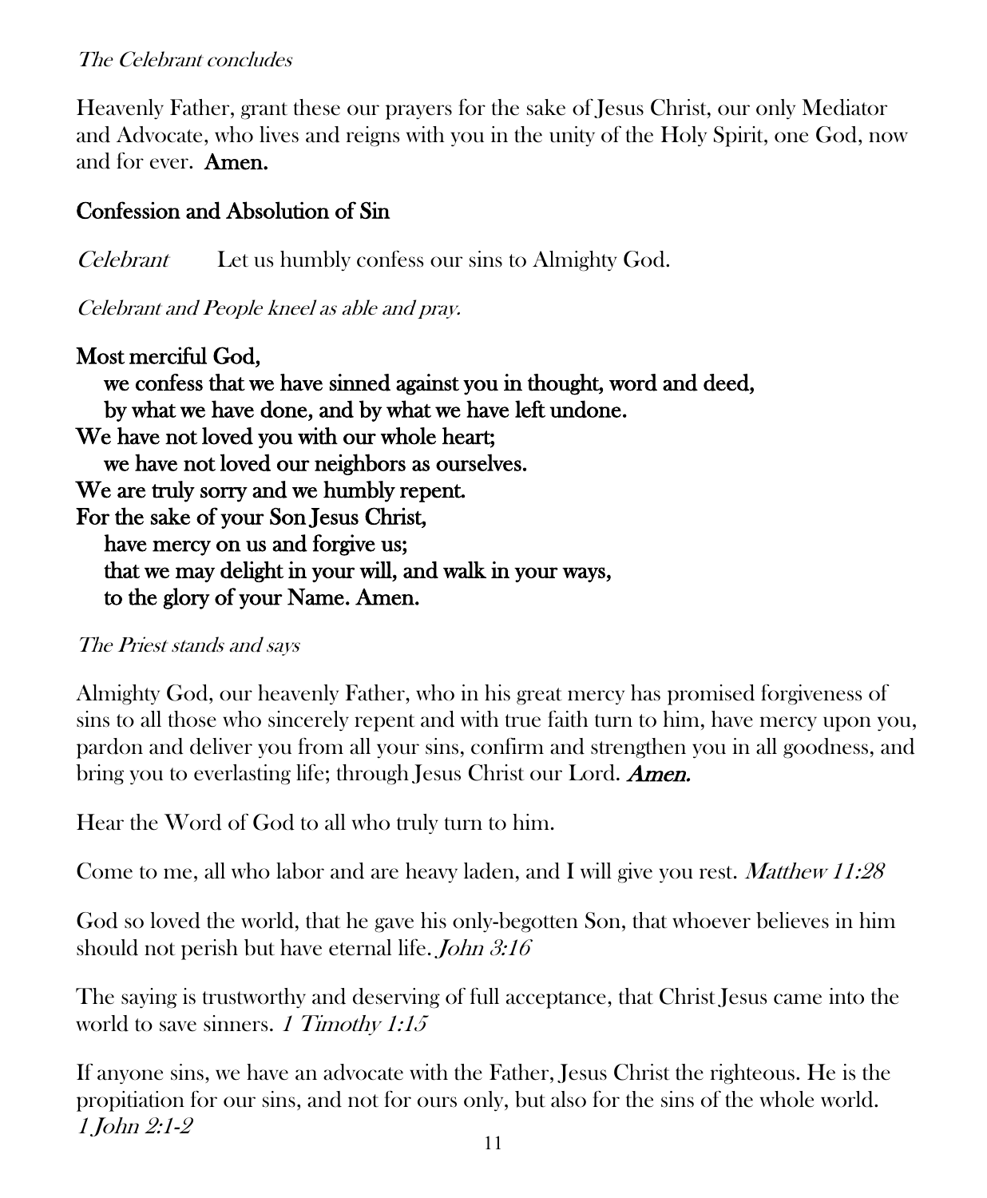*The Celebrant concludes*

Heavenly Father, grant these our prayers for the sake of Jesus Christ, our only Mediator and Advocate, who lives and reigns with you in the unity of the Holy Spirit, one God, now and for ever. **Amen.**

## Confession and Absolution of Sin

*Celebrant* Let us humbly confess our sins to Almighty God.

*Celebrant and People kneel as able and pray.*

**Most merciful God,**
**we confess that we have sinned against you in thought, word and deed,**
**by what we have done, and by what we have left undone.**
**We have not loved you with our whole heart;**
**we have not loved our neighbors as ourselves.**
**We are truly sorry and we humbly repent.**
**For the sake of your Son Jesus Christ,**
**have mercy on us and forgive us;**
**that we may delight in your will, and walk in your ways,**
**to the glory of your Name. Amen.**

*The Priest stands and says*

Almighty God, our heavenly Father, who in his great mercy has promised forgiveness of sins to all those who sincerely repent and with true faith turn to him, have mercy upon you, pardon and deliver you from all your sins, confirm and strengthen you in all goodness, and bring you to everlasting life; through Jesus Christ our Lord. ***Amen.***

Hear the Word of God to all who truly turn to him.

Come to me, all who labor and are heavy laden, and I will give you rest. *Matthew 11:28*

God so loved the world, that he gave his only-begotten Son, that whoever believes in him should not perish but have eternal life. *John 3:16*

The saying is trustworthy and deserving of full acceptance, that Christ Jesus came into the world to save sinners. *1 Timothy 1:15*

If anyone sins, we have an advocate with the Father, Jesus Christ the righteous. He is the propitiation for our sins, and not for ours only, but also for the sins of the whole world. *1 John 2:1-2*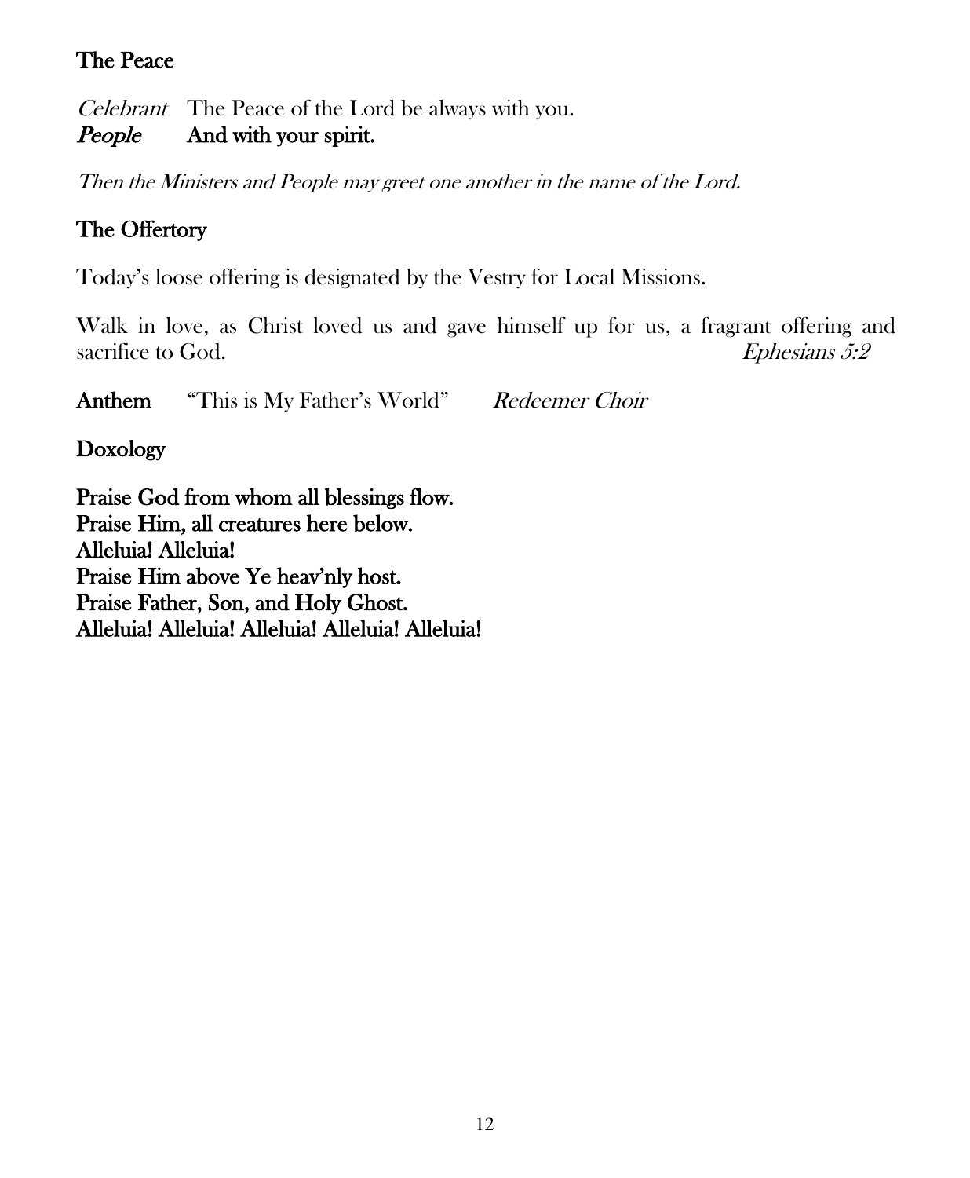## The Peace

*Celebrant* The Peace of the Lord be always with you.
***People*** **And with your spirit.**

*Then the Ministers and People may greet one another in the name of the Lord.*

## The Offertory

Today's loose offering is designated by the Vestry for Local Missions.

Walk in love, as Christ loved us and gave himself up for us, a fragrant offering and sacrifice to God. *Ephesians 5:2*

**Anthem** "This is My Father's World" *Redeemer Choir*

## Doxology

**Praise God from whom all blessings flow.**
**Praise Him, all creatures here below.**
**Alleluia! Alleluia!**
**Praise Him above Ye heav'nly host.**
**Praise Father, Son, and Holy Ghost.**
**Alleluia! Alleluia! Alleluia! Alleluia! Alleluia!**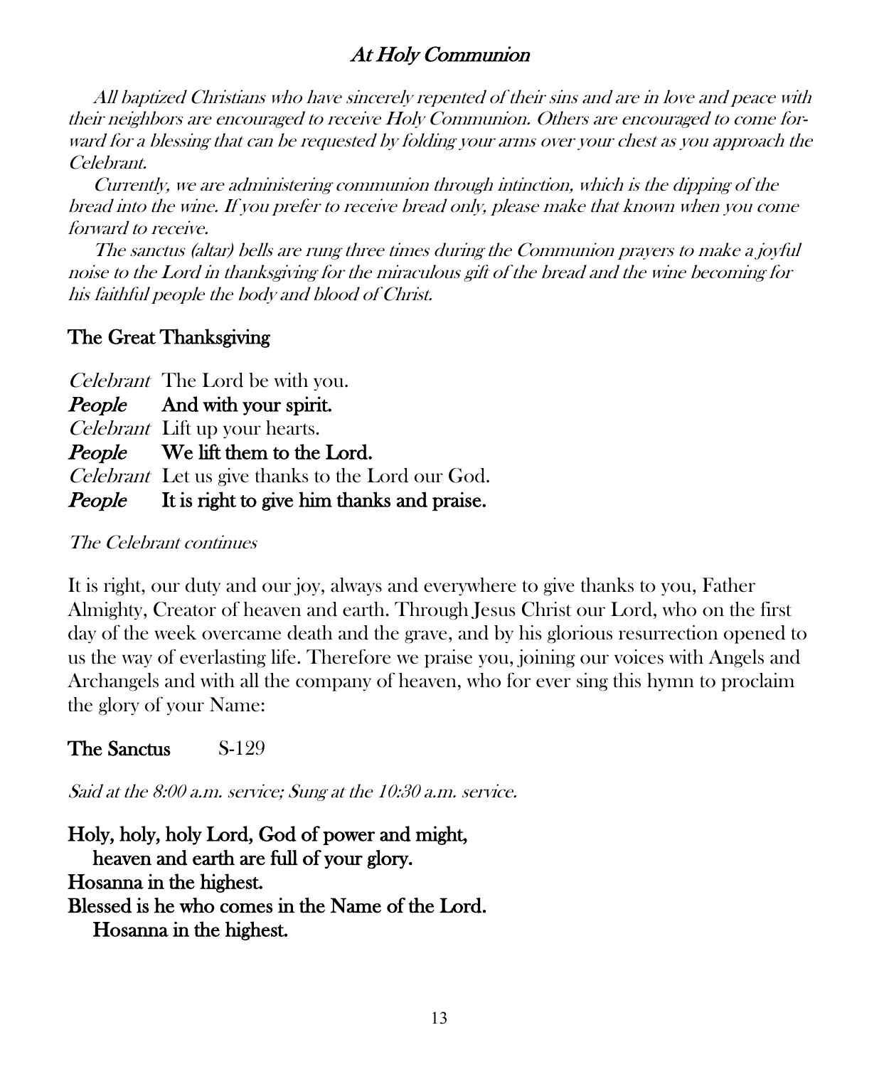## *At Holy Communion*

*All baptized Christians who have sincerely repented of their sins and are in love and peace with their neighbors are encouraged to receive Holy Communion. Others are encouraged to come forward for a blessing that can be requested by folding your arms over your chest as you approach the Celebrant.*

*Currently, we are administering communion through intinction, which is the dipping of the bread into the wine. If you prefer to receive bread only, please make that known when you come forward to receive.*

*The sanctus (altar) bells are rung three times during the Communion prayers to make a joyful noise to the Lord in thanksgiving for the miraculous gift of the bread and the wine becoming for his faithful people the body and blood of Christ.*

### The Great Thanksgiving

*Celebrant* The Lord be with you.
***People*** **And with your spirit.**
*Celebrant* Lift up your hearts.
***People*** **We lift them to the Lord.**
*Celebrant* Let us give thanks to the Lord our God.
***People*** **It is right to give him thanks and praise.**

*The Celebrant continues*

It is right, our duty and our joy, always and everywhere to give thanks to you, Father Almighty, Creator of heaven and earth. Through Jesus Christ our Lord, who on the first day of the week overcame death and the grave, and by his glorious resurrection opened to us the way of everlasting life. Therefore we praise you, joining our voices with Angels and Archangels and with all the company of heaven, who for ever sing this hymn to proclaim the glory of your Name:

### The Sanctus S-129

*Said at the 8:00 a.m. service; Sung at the 10:30 a.m. service.*

**Holy, holy, holy Lord, God of power and might,**
**heaven and earth are full of your glory.**
**Hosanna in the highest.**
**Blessed is he who comes in the Name of the Lord.**
**Hosanna in the highest.**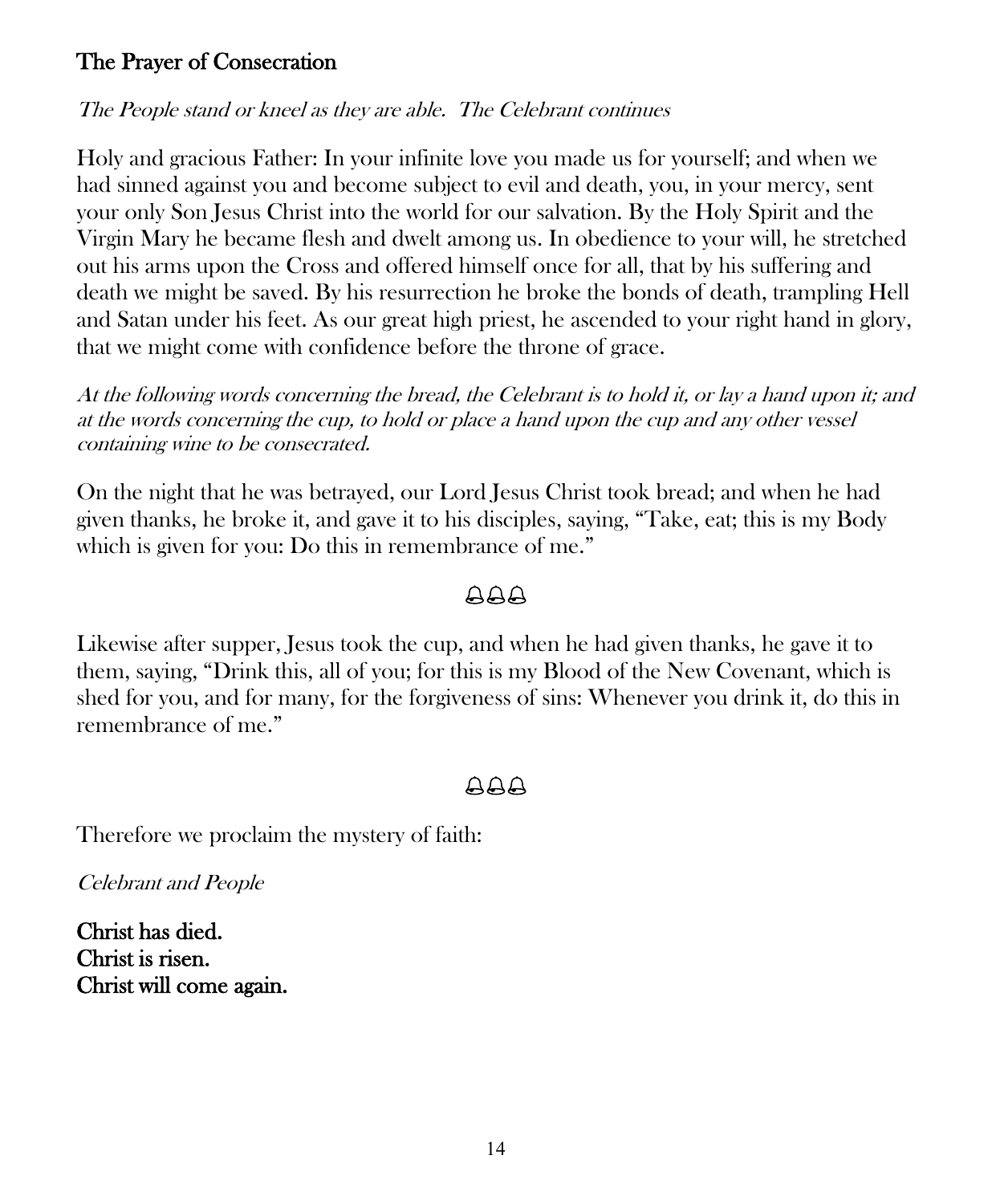## The Prayer of Consecration

*The People stand or kneel as they are able. The Celebrant continues*

Holy and gracious Father: In your infinite love you made us for yourself; and when we had sinned against you and become subject to evil and death, you, in your mercy, sent your only Son Jesus Christ into the world for our salvation. By the Holy Spirit and the Virgin Mary he became flesh and dwelt among us. In obedience to your will, he stretched out his arms upon the Cross and offered himself once for all, that by his suffering and death we might be saved. By his resurrection he broke the bonds of death, trampling Hell and Satan under his feet. As our great high priest, he ascended to your right hand in glory, that we might come with confidence before the throne of grace.

*At the following words concerning the bread, the Celebrant is to hold it, or lay a hand upon it; and at the words concerning the cup, to hold or place a hand upon the cup and any other vessel containing wine to be consecrated.*

On the night that he was betrayed, our Lord Jesus Christ took bread; and when he had given thanks, he broke it, and gave it to his disciples, saying, "Take, eat; this is my Body which is given for you: Do this in remembrance of me."

🔔🔔🔔

Likewise after supper, Jesus took the cup, and when he had given thanks, he gave it to them, saying, "Drink this, all of you; for this is my Blood of the New Covenant, which is shed for you, and for many, for the forgiveness of sins: Whenever you drink it, do this in remembrance of me."

🔔🔔🔔

Therefore we proclaim the mystery of faith:

*Celebrant and People*

**Christ has died.**
**Christ is risen.**
**Christ will come again.**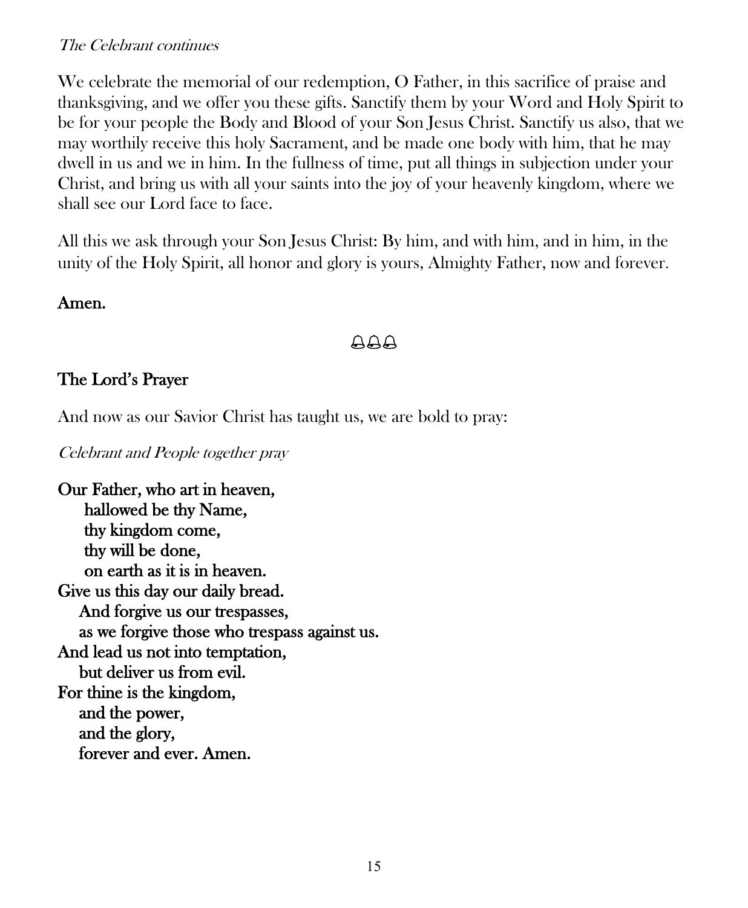*The Celebrant continues*

We celebrate the memorial of our redemption, O Father, in this sacrifice of praise and thanksgiving, and we offer you these gifts. Sanctify them by your Word and Holy Spirit to be for your people the Body and Blood of your Son Jesus Christ. Sanctify us also, that we may worthily receive this holy Sacrament, and be made one body with him, that he may dwell in us and we in him. In the fullness of time, put all things in subjection under your Christ, and bring us with all your saints into the joy of your heavenly kingdom, where we shall see our Lord face to face.

All this we ask through your Son Jesus Christ: By him, and with him, and in him, in the unity of the Holy Spirit, all honor and glory is yours, Almighty Father, now and forever.

**Amen.**

🔔🔔🔔

## The Lord's Prayer

And now as our Savior Christ has taught us, we are bold to pray:

*Celebrant and People together pray*

**Our Father, who art in heaven,**
**hallowed be thy Name,**
**thy kingdom come,**
**thy will be done,**
**on earth as it is in heaven.**
**Give us this day our daily bread.**
**And forgive us our trespasses,**
**as we forgive those who trespass against us.**
**And lead us not into temptation,**
**but deliver us from evil.**
**For thine is the kingdom,**
**and the power,**
**and the glory,**
**forever and ever. Amen.**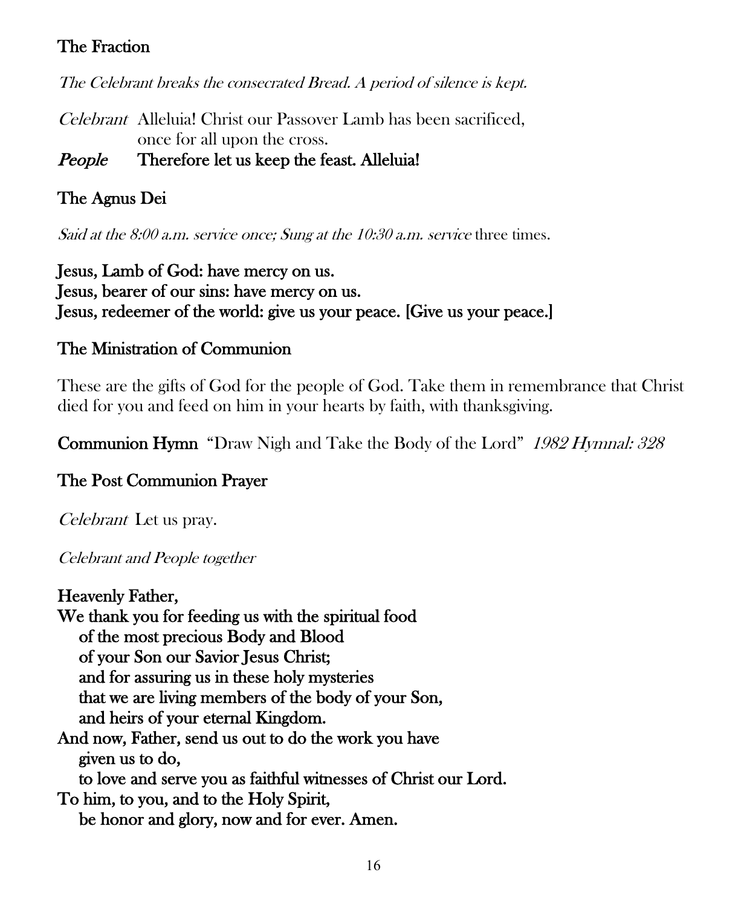### The Fraction

*The Celebrant breaks the consecrated Bread. A period of silence is kept.*

*Celebrant* Alleluia! Christ our Passover Lamb has been sacrificed, once for all upon the cross.
***People*** **Therefore let us keep the feast. Alleluia!**

### The Agnus Dei

*Said at the 8:00 a.m. service once; Sung at the 10:30 a.m. service* three times.

**Jesus, Lamb of God: have mercy on us.**
**Jesus, bearer of our sins: have mercy on us.**
**Jesus, redeemer of the world: give us your peace. [Give us your peace.]**

### The Ministration of Communion

These are the gifts of God for the people of God. Take them in remembrance that Christ died for you and feed on him in your hearts by faith, with thanksgiving.

**Communion Hymn** "Draw Nigh and Take the Body of the Lord" *1982 Hymnal: 328*

### The Post Communion Prayer

*Celebrant* Let us pray.

*Celebrant and People together*

**Heavenly Father,**
**We thank you for feeding us with the spiritual food**
**of the most precious Body and Blood**
**of your Son our Savior Jesus Christ;**
**and for assuring us in these holy mysteries**
**that we are living members of the body of your Son,**
**and heirs of your eternal Kingdom.**
**And now, Father, send us out to do the work you have given us to do,**
**to love and serve you as faithful witnesses of Christ our Lord.**
**To him, to you, and to the Holy Spirit,**
**be honor and glory, now and for ever. Amen.**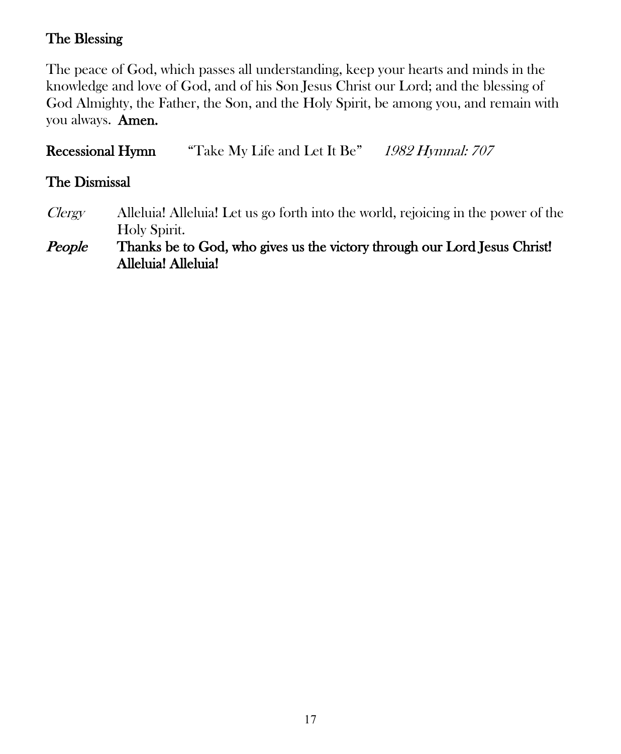### The Blessing

The peace of God, which passes all understanding, keep your hearts and minds in the knowledge and love of God, and of his Son Jesus Christ our Lord; and the blessing of God Almighty, the Father, the Son, and the Holy Spirit, be among you, and remain with you always. **Amen.**

**Recessional Hymn** "Take My Life and Let It Be" *1982 Hymnal: 707*

### The Dismissal

*Clergy* Alleluia! Alleluia! Let us go forth into the world, rejoicing in the power of the Holy Spirit.

***People*** **Thanks be to God, who gives us the victory through our Lord Jesus Christ! Alleluia! Alleluia!**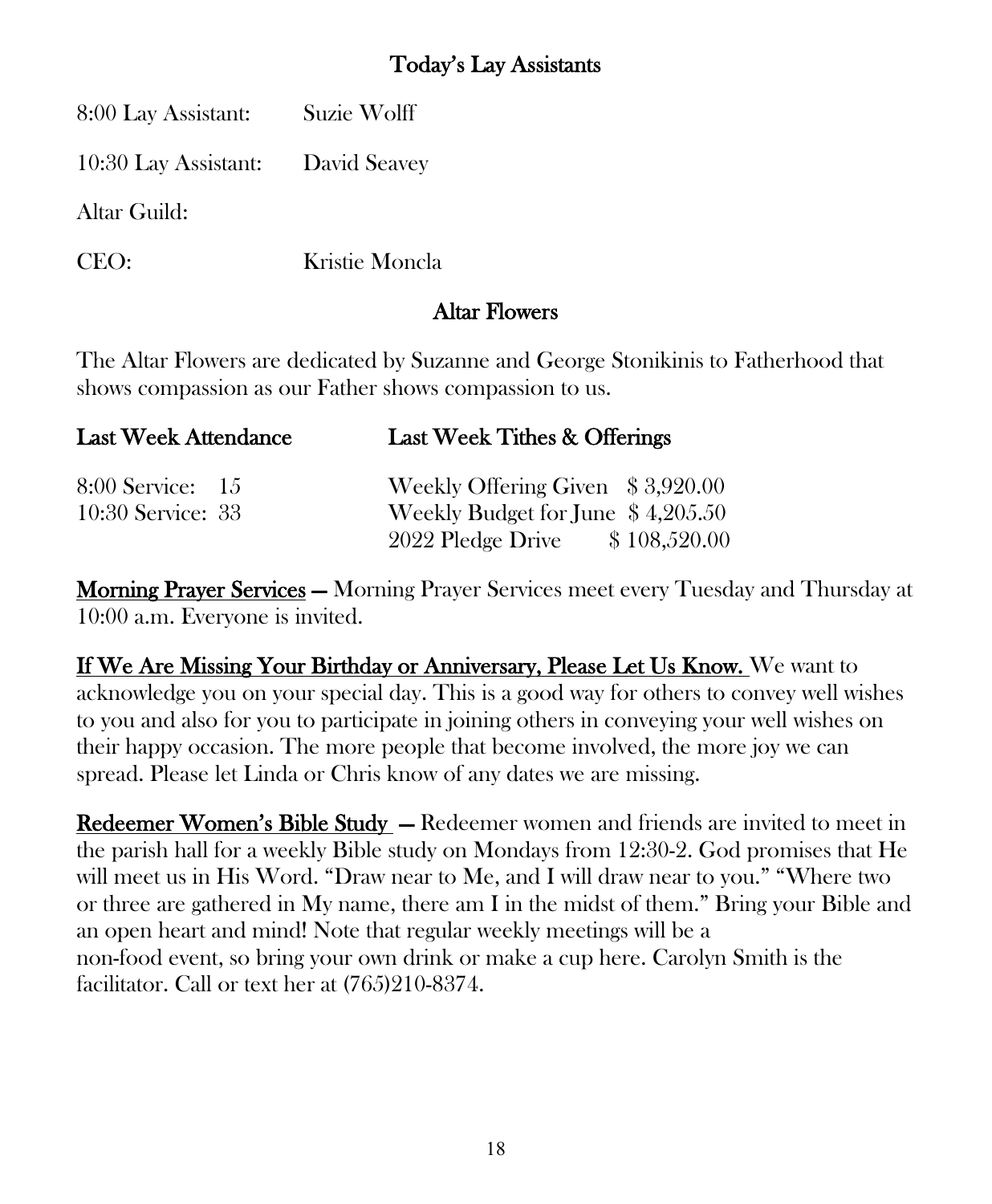## Today's Lay Assistants

| | |
|---|---|
| 8:00 Lay Assistant: | Suzie Wolff |
| 10:30 Lay Assistant: | David Seavey |
| Altar Guild: | |
| CEO: | Kristie Moncla |

## Altar Flowers

The Altar Flowers are dedicated by Suzanne and George Stonikinis to Fatherhood that shows compassion as our Father shows compassion to us.

| Last Week Attendance | Last Week Tithes & Offerings | |
|---|---|---|
| 8:00 Service: 15 | Weekly Offering Given | $ 3,920.00 |
| 10:30 Service: 33 | Weekly Budget for June | $ 4,205.50 |
| | 2022 Pledge Drive | $ 108,520.00 |

**Morning Prayer Services** — Morning Prayer Services meet every Tuesday and Thursday at 10:00 a.m. Everyone is invited.

**If We Are Missing Your Birthday or Anniversary, Please Let Us Know.** We want to acknowledge you on your special day. This is a good way for others to convey well wishes to you and also for you to participate in joining others in conveying your well wishes on their happy occasion. The more people that become involved, the more joy we can spread. Please let Linda or Chris know of any dates we are missing.

**Redeemer Women's Bible Study** — Redeemer women and friends are invited to meet in the parish hall for a weekly Bible study on Mondays from 12:30-2. God promises that He will meet us in His Word. "Draw near to Me, and I will draw near to you." "Where two or three are gathered in My name, there am I in the midst of them." Bring your Bible and an open heart and mind! Note that regular weekly meetings will be a non-food event, so bring your own drink or make a cup here. Carolyn Smith is the facilitator. Call or text her at (765)210-8374.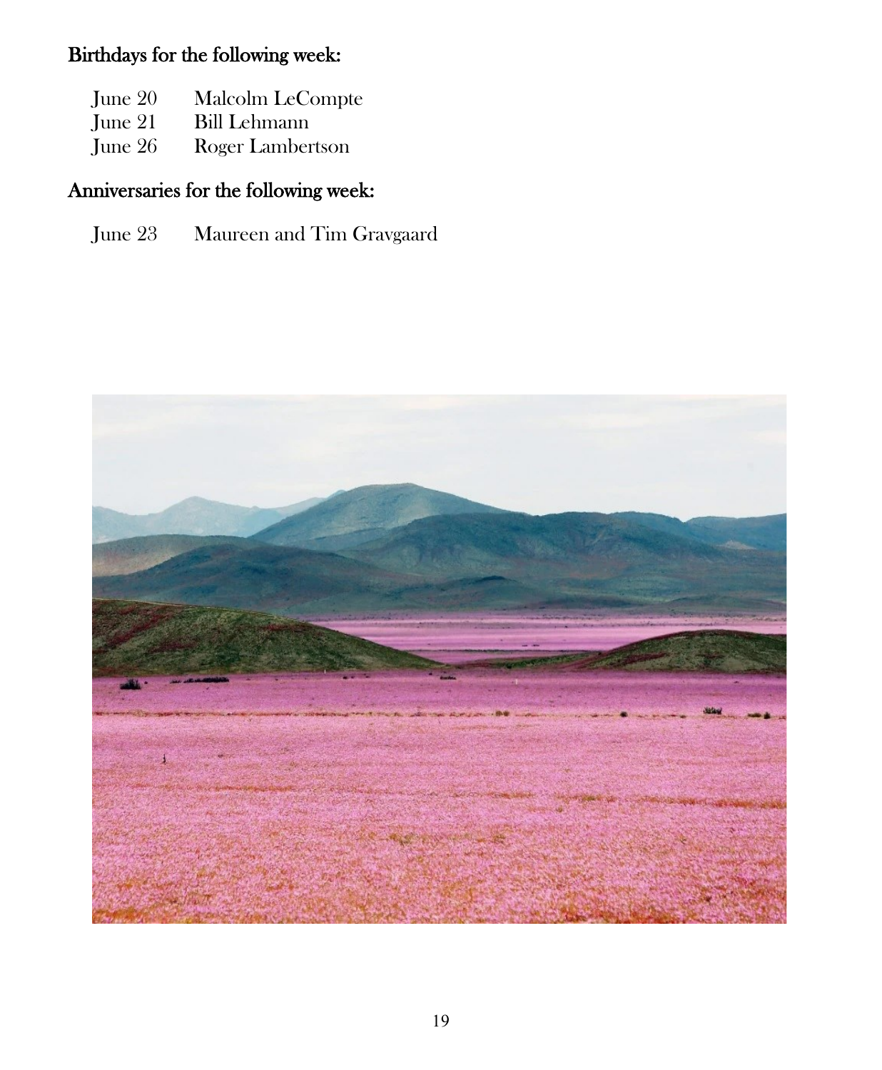## Birthdays for the following week:

June 20 Malcolm LeCompte
June 21 Bill Lehmann
June 26 Roger Lambertson

## Anniversaries for the following week:

June 23 Maureen and Tim Gravgaard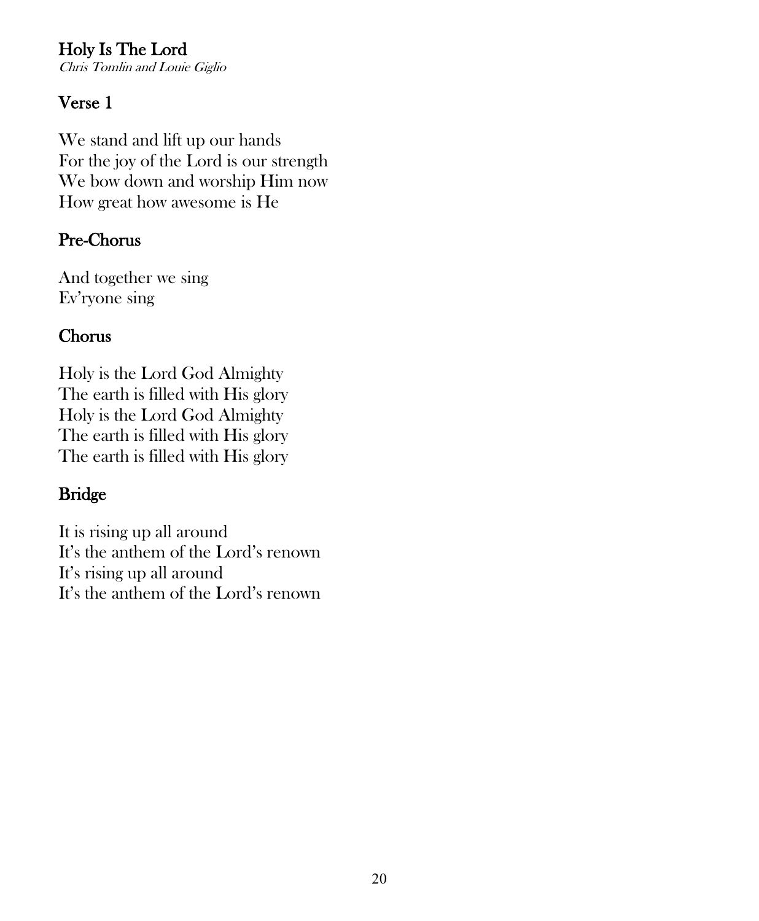# Holy Is The Lord

*Chris Tomlin and Louie Giglio*

## Verse 1

We stand and lift up our hands
For the joy of the Lord is our strength
We bow down and worship Him now
How great how awesome is He

## Pre-Chorus

And together we sing
Ev'ryone sing

## Chorus

Holy is the Lord God Almighty
The earth is filled with His glory
Holy is the Lord God Almighty
The earth is filled with His glory
The earth is filled with His glory

## Bridge

It is rising up all around
It's the anthem of the Lord's renown
It's rising up all around
It's the anthem of the Lord's renown